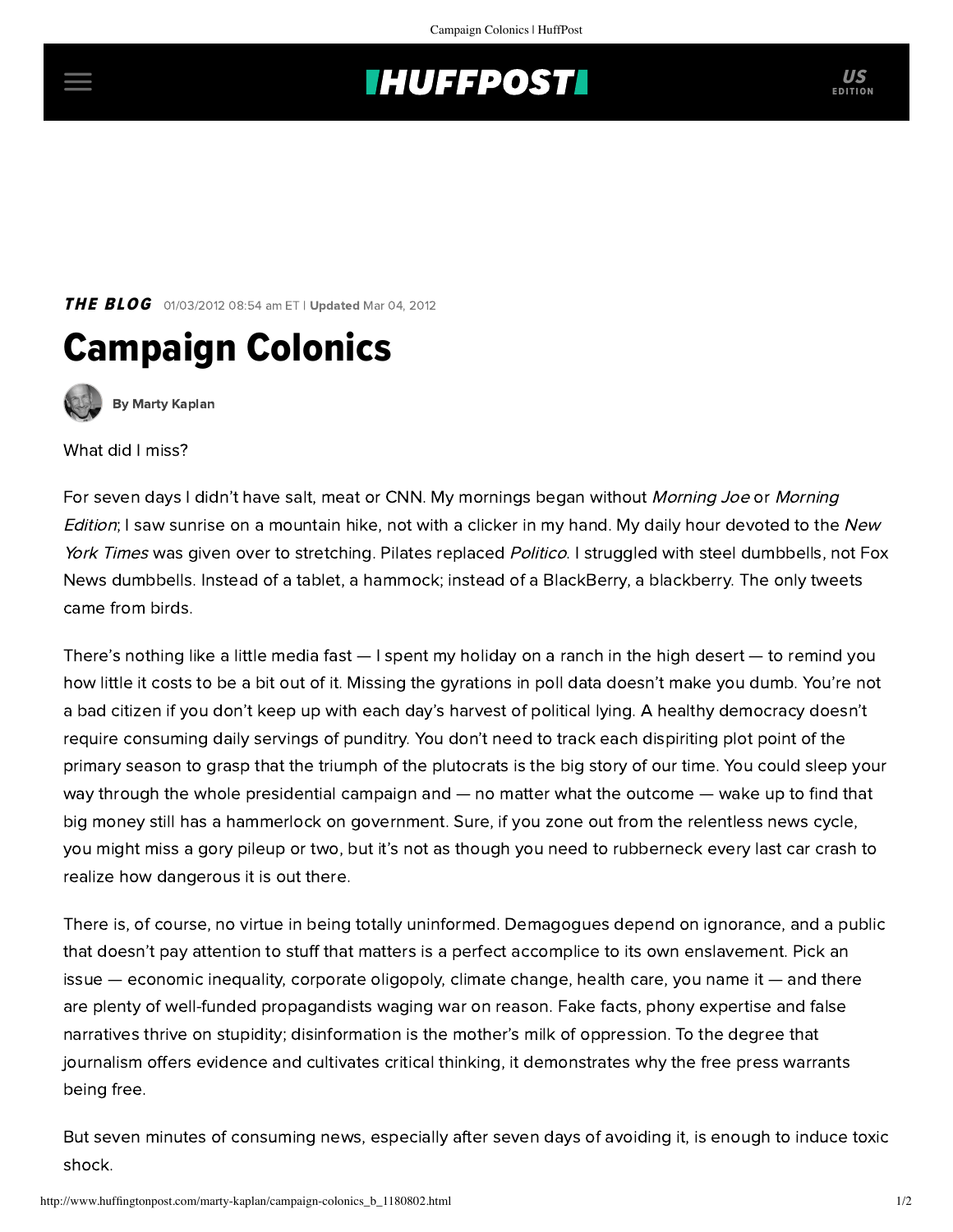**THE BLOG** 01/03/2012 08:54 am ET | **Updated** Mar 04, 2012

# Campaign Colonics

By Marty Kaplan

What did I miss?

For seven days I didn't have salt, meat or CNN. My mornings began without *Morning Joe* or *Morning Edition*; I saw sunrise on a mountain hike, not with a clicker in my hand. My daily hour devoted to the *New York Times* was given over to stretching. Pilates replaced *Politico*. I struggled with steel dumbbells, not Fox News dumbbells. Instead of a tablet, a hammock; instead of a BlackBerry, a blackberry. The only tweets came from birds.

There's nothing like a little media fast — I spent my holiday on a ranch in the high desert — to remind you how little it costs to be a bit out of it. Missing the gyrations in poll data doesn't make you dumb. You're not a bad citizen if you don't keep up with each day's harvest of political lying. A healthy democracy doesn't require consuming daily servings of punditry. You don't need to track each dispiriting plot point of the primary season to grasp that the triumph of the plutocrats is the big story of our time. You could sleep your way through the whole presidential campaign and — no matter what the outcome — wake up to find that big money still has a hammerlock on government. Sure, if you zone out from the relentless news cycle, you might miss a gory pileup or two, but it's not as though you need to rubberneck every last car crash to realize how dangerous it is out there.

There is, of course, no virtue in being totally uninformed. Demagogues depend on ignorance, and a public that doesn't pay attention to stuff that matters is a perfect accomplice to its own enslavement. Pick an issue — economic inequality, corporate oligopoly, climate change, health care, you name it — and there are plenty of well-funded propagandists waging war on reason. Fake facts, phony expertise and false narratives thrive on stupidity; disinformation is the mother's milk of oppression. To the degree that journalism offers evidence and cultivates critical thinking, it demonstrates why the free press warrants being free.

But seven minutes of consuming news, especially after seven days of avoiding it, is enough to induce toxic shock.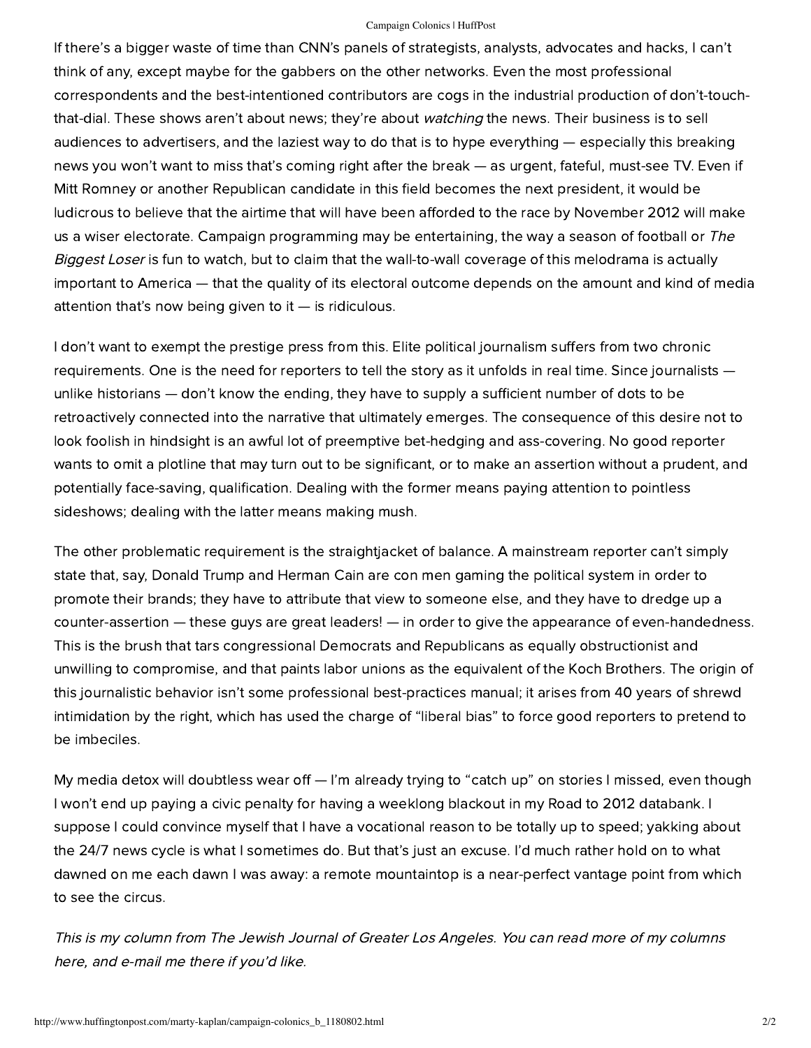If there's a bigger waste of time than CNN's panels of strategists, analysts, advocates and hacks, I can't think of any, except maybe for the gabbers on the other networks. Even the most professional correspondents and the best-intentioned contributors are cogs in the industrial production of don't-touch-that-dial. These shows aren't about news; they're about *watching* the news. Their business is to sell audiences to advertisers, and the laziest way to do that is to hype everything — especially this breaking news you won't want to miss that's coming right after the break — as urgent, fateful, must-see TV. Even if Mitt Romney or another Republican candidate in this field becomes the next president, it would be ludicrous to believe that the airtime that will have been afforded to the race by November 2012 will make us a wiser electorate. Campaign programming may be entertaining, the way a season of football or *The Biggest Loser* is fun to watch, but to claim that the wall-to-wall coverage of this melodrama is actually important to America — that the quality of its electoral outcome depends on the amount and kind of media attention that's now being given to it — is ridiculous.

I don't want to exempt the prestige press from this. Elite political journalism suffers from two chronic requirements. One is the need for reporters to tell the story as it unfolds in real time. Since journalists — unlike historians — don't know the ending, they have to supply a sufficient number of dots to be retroactively connected into the narrative that ultimately emerges. The consequence of this desire not to look foolish in hindsight is an awful lot of preemptive bet-hedging and ass-covering. No good reporter wants to omit a plotline that may turn out to be significant, or to make an assertion without a prudent, and potentially face-saving, qualification. Dealing with the former means paying attention to pointless sideshows; dealing with the latter means making mush.

The other problematic requirement is the straightjacket of balance. A mainstream reporter can't simply state that, say, Donald Trump and Herman Cain are con men gaming the political system in order to promote their brands; they have to attribute that view to someone else, and they have to dredge up a counter-assertion — these guys are great leaders! — in order to give the appearance of even-handedness. This is the brush that tars congressional Democrats and Republicans as equally obstructionist and unwilling to compromise, and that paints labor unions as the equivalent of the Koch Brothers. The origin of this journalistic behavior isn't some professional best-practices manual; it arises from 40 years of shrewd intimidation by the right, which has used the charge of "liberal bias" to force good reporters to pretend to be imbeciles.

My media detox will doubtless wear off — I'm already trying to "catch up" on stories I missed, even though I won't end up paying a civic penalty for having a weeklong blackout in my Road to 2012 databank. I suppose I could convince myself that I have a vocational reason to be totally up to speed; yakking about the 24/7 news cycle is what I sometimes do. But that's just an excuse. I'd much rather hold on to what dawned on me each dawn I was away: a remote mountaintop is a near-perfect vantage point from which to see the circus.

*This is my column from The Jewish Journal of Greater Los Angeles. You can read more of my columns here, and e-mail me there if you'd like.*